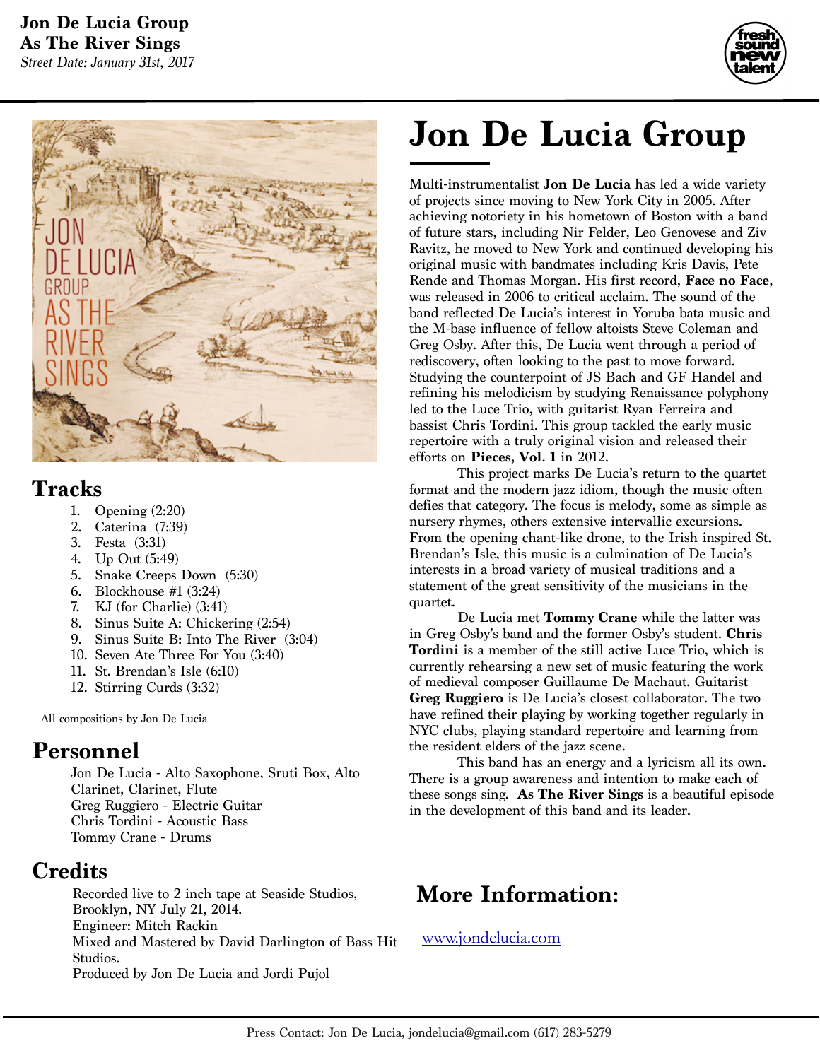**Jon De Lucia Group**
**As The River Sings**
*Street Date: January 31st, 2017*

# Jon De Lucia Group

Multi-instrumentalist **Jon De Lucia** has led a wide variety of projects since moving to New York City in 2005. After achieving notoriety in his hometown of Boston with a band of future stars, including Nir Felder, Leo Genovese and Ziv Ravitz, he moved to New York and continued developing his original music with bandmates including Kris Davis, Pete Rende and Thomas Morgan. His first record, **Face no Face**, was released in 2006 to critical acclaim. The sound of the band reflected De Lucia's interest in Yoruba bata music and the M-base influence of fellow altoists Steve Coleman and Greg Osby. After this, De Lucia went through a period of rediscovery, often looking to the past to move forward. Studying the counterpoint of JS Bach and GF Handel and refining his melodicism by studying Renaissance polyphony led to the Luce Trio, with guitarist Ryan Ferreira and bassist Chris Tordini. This group tackled the early music repertoire with a truly original vision and released their efforts on **Pieces, Vol. 1** in 2012.

This project marks De Lucia's return to the quartet format and the modern jazz idiom, though the music often defies that category. The focus is melody, some as simple as nursery rhymes, others extensive intervallic excursions. From the opening chant-like drone, to the Irish inspired St. Brendan's Isle, this music is a culmination of De Lucia's interests in a broad variety of musical traditions and a statement of the great sensitivity of the musicians in the quartet.

De Lucia met **Tommy Crane** while the latter was in Greg Osby's band and the former Osby's student. **Chris Tordini** is a member of the still active Luce Trio, which is currently rehearsing a new set of music featuring the work of medieval composer Guillaume De Machaut. Guitarist **Greg Ruggiero** is De Lucia's closest collaborator. The two have refined their playing by working together regularly in NYC clubs, playing standard repertoire and learning from the resident elders of the jazz scene.

This band has an energy and a lyricism all its own. There is a group awareness and intention to make each of these songs sing. **As The River Sings** is a beautiful episode in the development of this band and its leader.

## Tracks

1. Opening (2:20)
2. Caterina (7:39)
3. Festa (3:31)
4. Up Out (5:49)
5. Snake Creeps Down (5:30)
6. Blockhouse #1 (3:24)
7. KJ (for Charlie) (3:41)
8. Sinus Suite A: Chickering (2:54)
9. Sinus Suite B: Into The River (3:04)
10. Seven Ate Three For You (3:40)
11. St. Brendan's Isle (6:10)
12. Stirring Curds (3:32)

All compositions by Jon De Lucia

## Personnel

Jon De Lucia - Alto Saxophone, Sruti Box, Alto Clarinet, Clarinet, Flute
Greg Ruggiero - Electric Guitar
Chris Tordini - Acoustic Bass
Tommy Crane - Drums

## Credits

Recorded live to 2 inch tape at Seaside Studios, Brooklyn, NY July 21, 2014.
Engineer: Mitch Rackin
Mixed and Mastered by David Darlington of Bass Hit Studios.
Produced by Jon De Lucia and Jordi Pujol

## More Information:

[www.jondelucia.com](http://www.jondelucia.com)

Press Contact: Jon De Lucia, jondelucia@gmail.com (617) 283-5279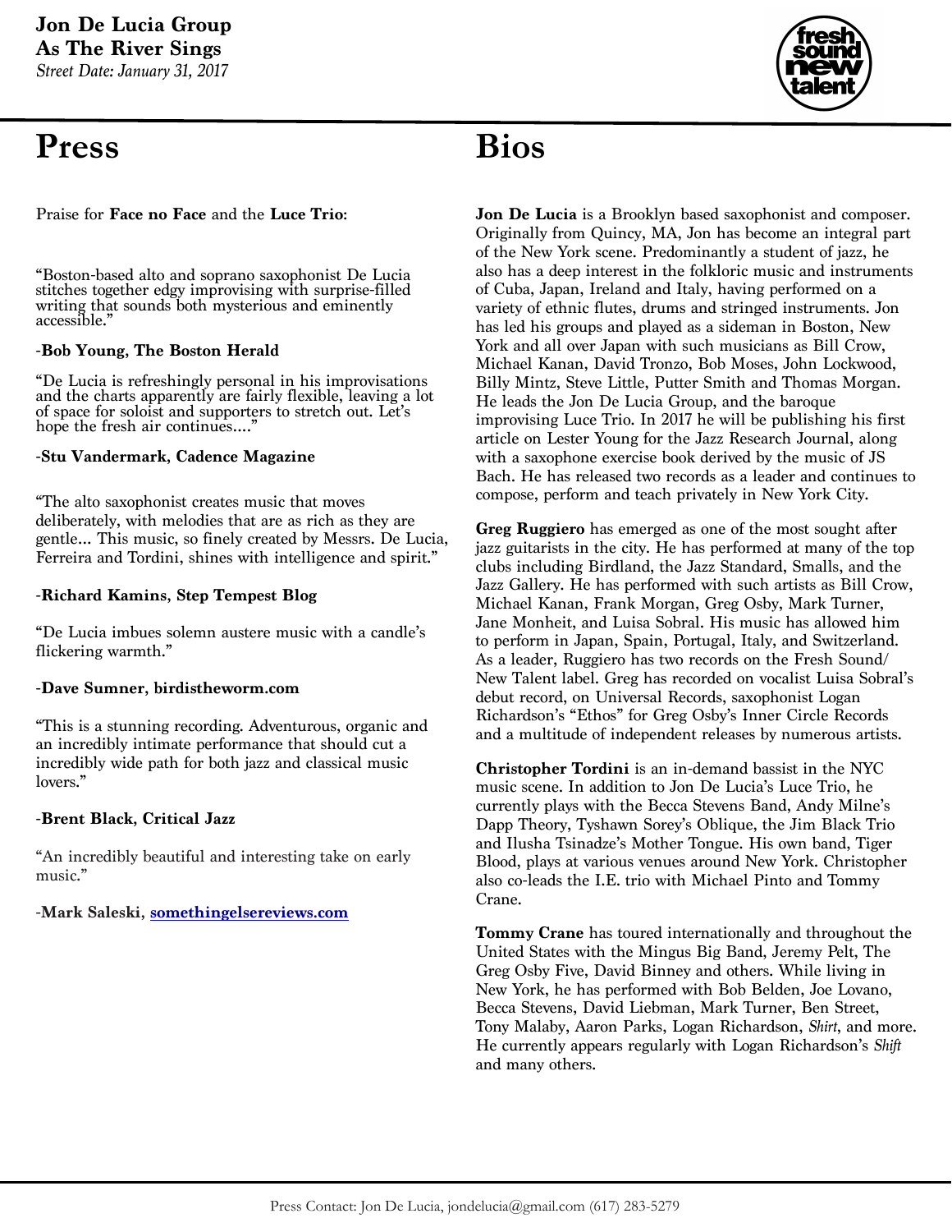**Jon De Lucia Group**
**As The River Sings**
*Street Date: January 31, 2017*

# Press

Praise for **Face no Face** and the **Luce Trio**:

"Boston-based alto and soprano saxophonist De Lucia stitches together edgy improvising with surprise-filled writing that sounds both mysterious and eminently accessible."

-**Bob Young, The Boston Herald**

"De Lucia is refreshingly personal in his improvisations and the charts apparently are fairly flexible, leaving a lot of space for soloist and supporters to stretch out. Let's hope the fresh air continues...."

-**Stu Vandermark, Cadence Magazine**

"The alto saxophonist creates music that moves deliberately, with melodies that are as rich as they are gentle... This music, so finely created by Messrs. De Lucia, Ferreira and Tordini, shines with intelligence and spirit."

-**Richard Kamins, Step Tempest Blog**

"De Lucia imbues solemn austere music with a candle's flickering warmth."

-**Dave Sumner, birdistheworm.com**

"This is a stunning recording. Adventurous, organic and an incredibly intimate performance that should cut a incredibly wide path for both jazz and classical music lovers."

-**Brent Black, Critical Jazz**

"An incredibly beautiful and interesting take on early music."

-**Mark Saleski, somethingelsereviews.com**

# Bios

**Jon De Lucia** is a Brooklyn based saxophonist and composer. Originally from Quincy, MA, Jon has become an integral part of the New York scene. Predominantly a student of jazz, he also has a deep interest in the folkloric music and instruments of Cuba, Japan, Ireland and Italy, having performed on a variety of ethnic flutes, drums and stringed instruments. Jon has led his groups and played as a sideman in Boston, New York and all over Japan with such musicians as Bill Crow, Michael Kanan, David Tronzo, Bob Moses, John Lockwood, Billy Mintz, Steve Little, Putter Smith and Thomas Morgan. He leads the Jon De Lucia Group, and the baroque improvising Luce Trio. In 2017 he will be publishing his first article on Lester Young for the Jazz Research Journal, along with a saxophone exercise book derived by the music of JS Bach. He has released two records as a leader and continues to compose, perform and teach privately in New York City.

**Greg Ruggiero** has emerged as one of the most sought after jazz guitarists in the city. He has performed at many of the top clubs including Birdland, the Jazz Standard, Smalls, and the Jazz Gallery. He has performed with such artists as Bill Crow, Michael Kanan, Frank Morgan, Greg Osby, Mark Turner, Jane Monheit, and Luisa Sobral. His music has allowed him to perform in Japan, Spain, Portugal, Italy, and Switzerland. As a leader, Ruggiero has two records on the Fresh Sound/ New Talent label. Greg has recorded on vocalist Luisa Sobral's debut record, on Universal Records, saxophonist Logan Richardson's "Ethos" for Greg Osby's Inner Circle Records and a multitude of independent releases by numerous artists.

**Christopher Tordini** is an in-demand bassist in the NYC music scene. In addition to Jon De Lucia's Luce Trio, he currently plays with the Becca Stevens Band, Andy Milne's Dapp Theory, Tyshawn Sorey's Oblique, the Jim Black Trio and Ilusha Tsinadze's Mother Tongue. His own band, Tiger Blood, plays at various venues around New York. Christopher also co-leads the I.E. trio with Michael Pinto and Tommy Crane.

**Tommy Crane** has toured internationally and throughout the United States with the Mingus Big Band, Jeremy Pelt, The Greg Osby Five, David Binney and others. While living in New York, he has performed with Bob Belden, Joe Lovano, Becca Stevens, David Liebman, Mark Turner, Ben Street, Tony Malaby, Aaron Parks, Logan Richardson, *Shirt*, and more. He currently appears regularly with Logan Richardson's *Shift* and many others.

Press Contact: Jon De Lucia, jondelucia@gmail.com (617) 283-5279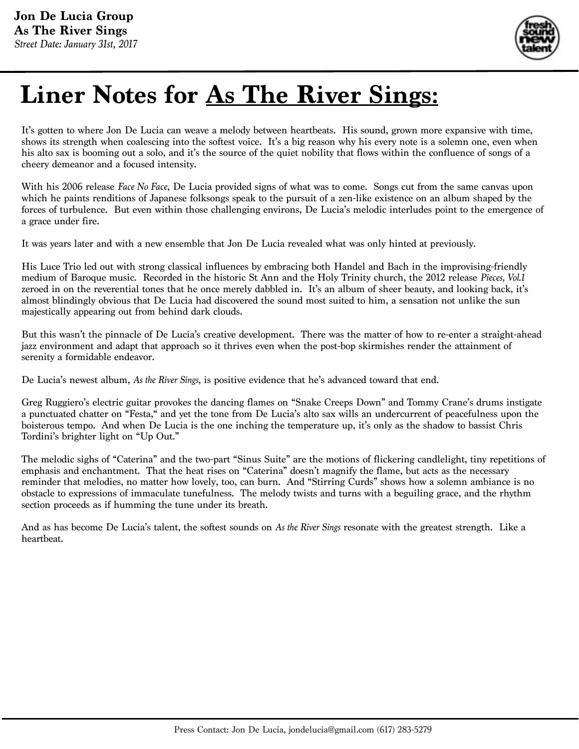# Liner Notes for As The River Sings:

It's gotten to where Jon De Lucia can weave a melody between heartbeats. His sound, grown more expansive with time, shows its strength when coalescing into the softest voice. It's a big reason why his every note is a solemn one, even when his alto sax is booming out a solo, and it's the source of the quiet nobility that flows within the confluence of songs of a cheery demeanor and a focused intensity.

With his 2006 release *Face No Face*, De Lucia provided signs of what was to come. Songs cut from the same canvas upon which he paints renditions of Japanese folksongs speak to the pursuit of a zen-like existence on an album shaped by the forces of turbulence. But even within those challenging environs, De Lucia's melodic interludes point to the emergence of a grace under fire.

It was years later and with a new ensemble that Jon De Lucia revealed what was only hinted at previously.

His Luce Trio led out with strong classical influences by embracing both Handel and Bach in the improvising-friendly medium of Baroque music. Recorded in the historic St Ann and the Holy Trinity church, the 2012 release *Pieces, Vol.1* zeroed in on the reverential tones that he once merely dabbled in. It's an album of sheer beauty, and looking back, it's almost blindingly obvious that De Lucia had discovered the sound most suited to him, a sensation not unlike the sun majestically appearing out from behind dark clouds.

But this wasn't the pinnacle of De Lucia's creative development. There was the matter of how to re-enter a straight-ahead jazz environment and adapt that approach so it thrives even when the post-bop skirmishes render the attainment of serenity a formidable endeavor.

De Lucia's newest album, *As the River Sings*, is positive evidence that he's advanced toward that end.

Greg Ruggiero's electric guitar provokes the dancing flames on "Snake Creeps Down" and Tommy Crane's drums instigate a punctuated chatter on "Festa," and yet the tone from De Lucia's alto sax wills an undercurrent of peacefulness upon the boisterous tempo. And when De Lucia is the one inching the temperature up, it's only as the shadow to bassist Chris Tordini's brighter light on "Up Out."

The melodic sighs of "Caterina" and the two-part "Sinus Suite" are the motions of flickering candlelight, tiny repetitions of emphasis and enchantment. That the heat rises on "Caterina" doesn't magnify the flame, but acts as the necessary reminder that melodies, no matter how lovely, too, can burn. And "Stirring Curds" shows how a solemn ambiance is no obstacle to expressions of immaculate tunefulness. The melody twists and turns with a beguiling grace, and the rhythm section proceeds as if humming the tune under its breath.

And as has become De Lucia's talent, the softest sounds on *As the River Sings* resonate with the greatest strength. Like a heartbeat.